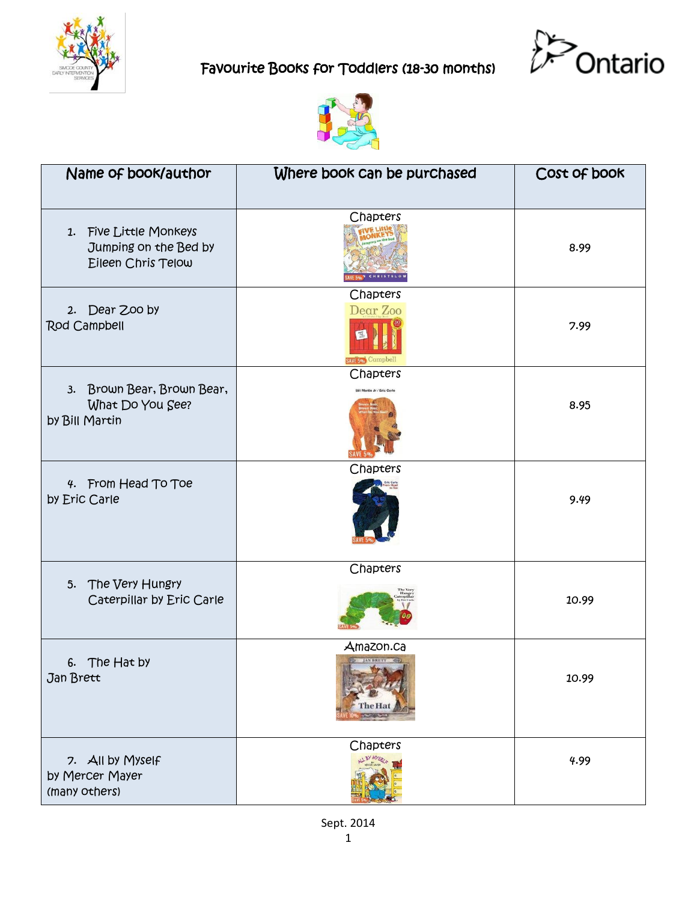# Favourite Books for Toddlers (18-30 months)

| Name of book/author | Where book can be purchased | Cost of book |
|---|---|---|
| 1. Five Little Monkeys Jumping on the Bed by Eileen Chris Telow | Chapters | 8.99 |
| 2. Dear Zoo by Rod Campbell | Chapters | 7.99 |
| 3. Brown Bear, Brown Bear, What Do You See? by Bill Martin | Chapters | 8.95 |
| 4. From Head To Toe by Eric Carle | Chapters | 9.49 |
| 5. The Very Hungry Caterpillar by Eric Carle | Chapters | 10.99 |
| 6. The Hat by Jan Brett | Amazon.ca | 10.99 |
| 7. All by Myself by Mercer Mayer (many others) | Chapters | 4.99 |

Sept. 2014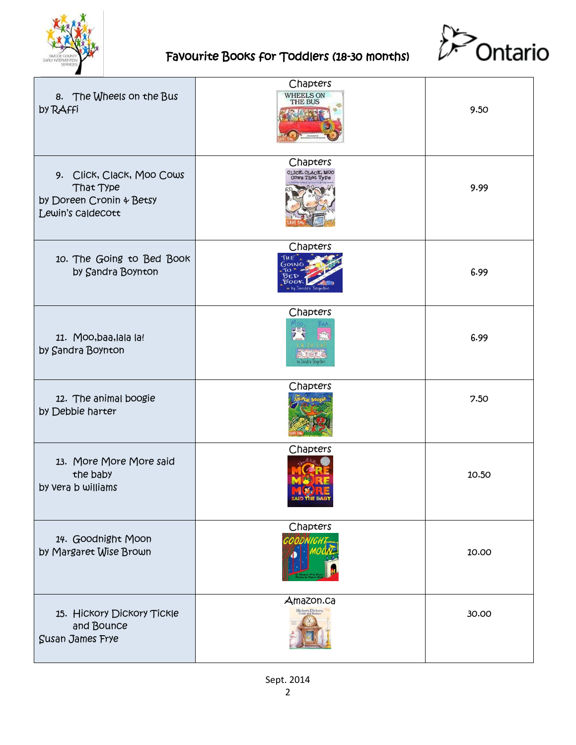# Favourite Books for Toddlers (18-30 months)

| | | |
|---|---|---|
| 8. The Wheels on the Bus by RAffi | Chapters | 9.50 |
| 9. Click, Clack, Moo Cows That Type by Doreen Cronin & Betsy Lewin's caldecott | Chapters | 9.99 |
| 10. The Going to Bed Book by Sandra Boynton | Chapters | 6.99 |
| 11. Moo,baa,lala la! by Sandra Boynton | Chapters | 6.99 |
| 12. The animal boogie by Debbie harter | Chapters | 7.50 |
| 13. More More More said the baby by vera b williams | Chapters | 10.50 |
| 14. Goodnight Moon by Margaret Wise Brown | Chapters | 10.00 |
| 15. Hickory Dickory Tickle and Bounce Susan James Frye | Amazon.ca | 30.00 |

Sept. 2014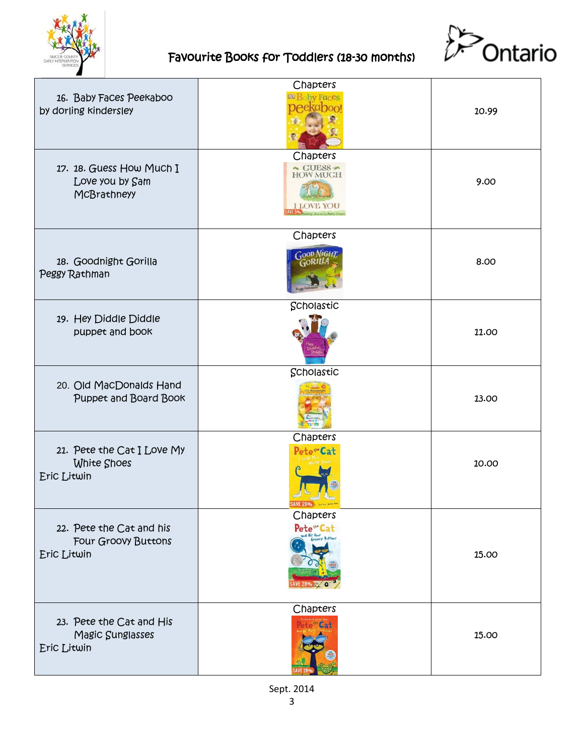# Favourite Books for Toddlers (18-30 months)

| | | |
|---|---|---|
| 16. Baby Faces Peekaboo by dorling kindersley | Chapters | 10.99 |
| 17. 18. Guess How Much I Love you by Sam McBrathneyy | Chapters | 9.00 |
| 18. Goodnight Gorilla Peggy Rathman | Chapters | 8.00 |
| 19. Hey Diddle Diddle puppet and book | Scholastic | 11.00 |
| 20. Old MacDonalds Hand Puppet and Board Book | Scholastic | 13.00 |
| 21. Pete the Cat I Love My White Shoes Eric Litwin | Chapters | 10.00 |
| 22. Pete the Cat and his Four Groovy Buttons Eric Litwin | Chapters | 15.00 |
| 23. Pete the Cat and His Magic Sunglasses Eric Litwin | Chapters | 15.00 |

Sept. 2014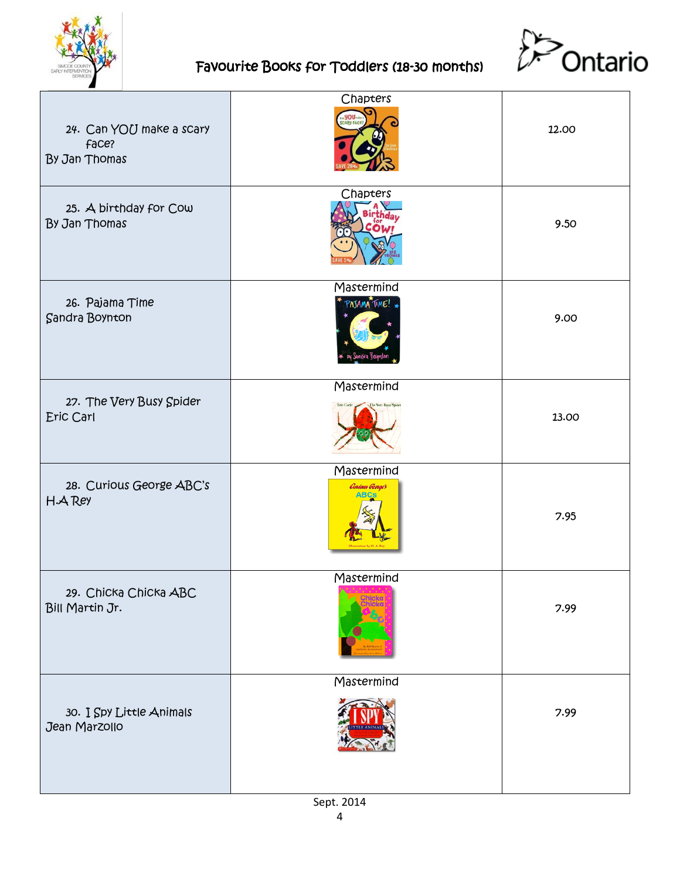# Favourite Books for Toddlers (18-30 months)

| Book | Store | Price |
|---|---|---|
| 24. Can YOU make a scary face? By Jan Thomas | Chapters | 12.00 |
| 25. A birthday for Cow By Jan Thomas | Chapters | 9.50 |
| 26. Pajama Time Sandra Boynton | Mastermind | 9.00 |
| 27. The Very Busy Spider Eric Carl | Mastermind | 13.00 |
| 28. Curious George ABC's H.A Rey | Mastermind | 7.95 |
| 29. Chicka Chicka ABC Bill Martin Jr. | Mastermind | 7.99 |
| 30. I Spy Little Animals Jean Marzollo | Mastermind | 7.99 |

Sept. 2014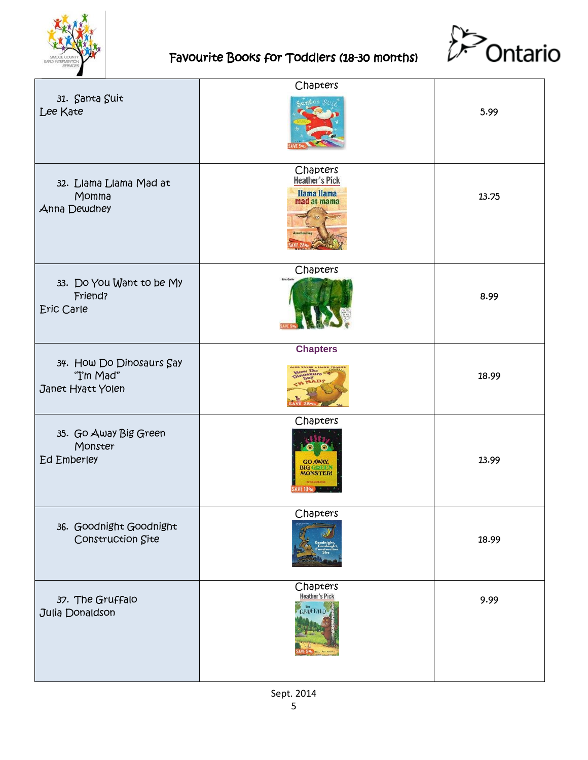# Favourite Books for Toddlers (18-30 months)

| | | |
|---|---|---|
| 31. Santa Suit<br>Lee Kate | Chapters | 5.99 |
| 32. Llama Llama Mad at Momma<br>Anna Dewdney | Chapters<br>Heather's Pick | 13.75 |
| 33. Do You Want to be My Friend?<br>Eric Carle | Chapters | 8.99 |
| 34. How Do Dinosaurs Say "I'm Mad"<br>Janet Hyatt Yolen | **Chapters** | 18.99 |
| 35. Go Away Big Green Monster<br>Ed Emberley | Chapters | 13.99 |
| 36. Goodnight Goodnight Construction Site | Chapters | 18.99 |
| 37. The Gruffalo<br>Julia Donaldson | Chapters<br>Heather's Pick | 9.99 |

Sept. 2014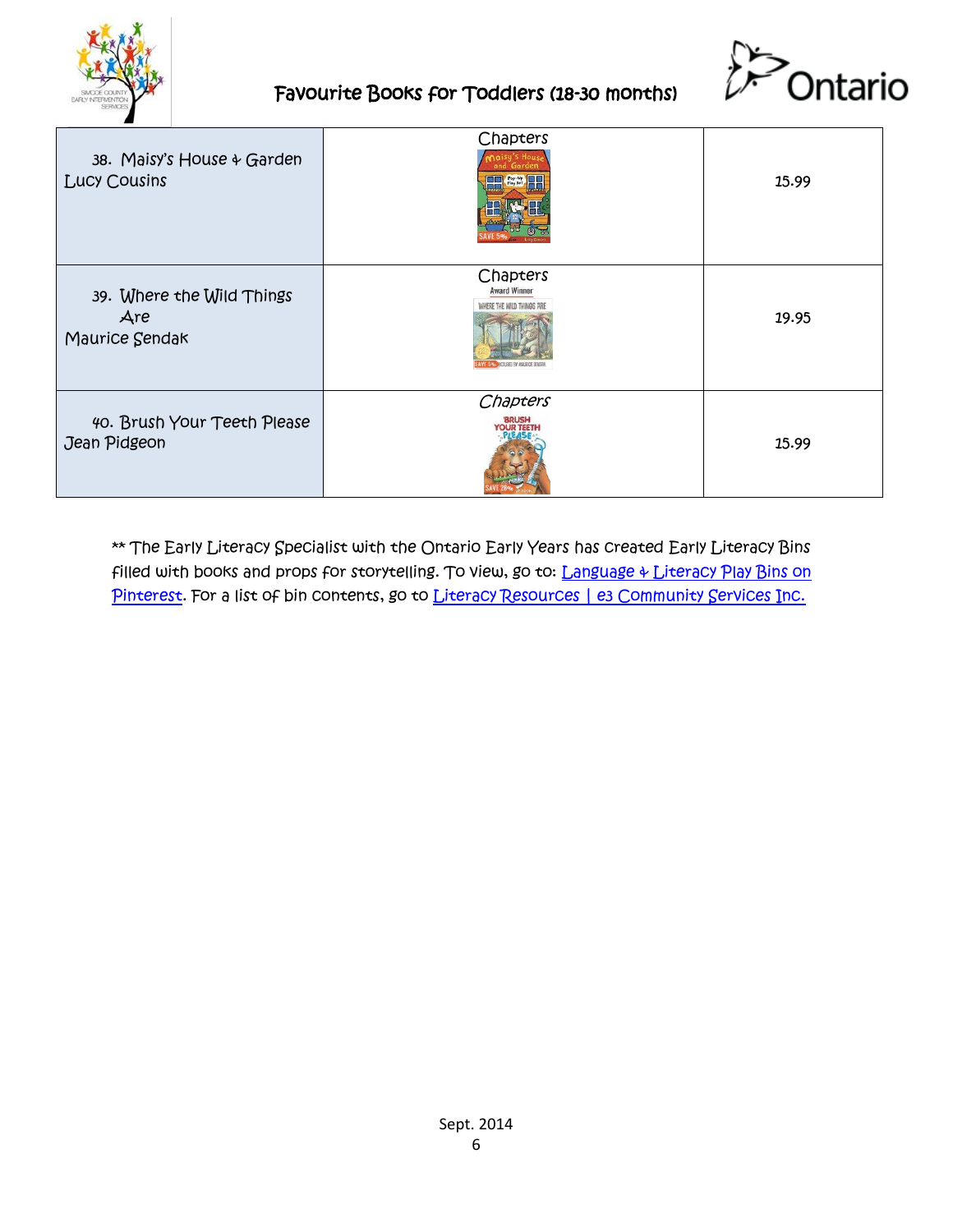# Favourite Books for Toddlers (18-30 months)

| | | |
|---|---|---|
| 38. Maisy's House & Garden<br>Lucy Cousins | Chapters | 15.99 |
| 39. Where the Wild Things Are<br>Maurice Sendak | Chapters | 19.95 |
| 40. Brush Your Teeth Please<br>Jean Pidgeon | *Chapters* | 15.99 |

** The Early Literacy Specialist with the Ontario Early Years has created Early Literacy Bins filled with books and props for storytelling. To view, go to: Language & Literacy Play Bins on Pinterest. For a list of bin contents, go to Literacy Resources | e3 Community Services Inc.

Sept. 2014